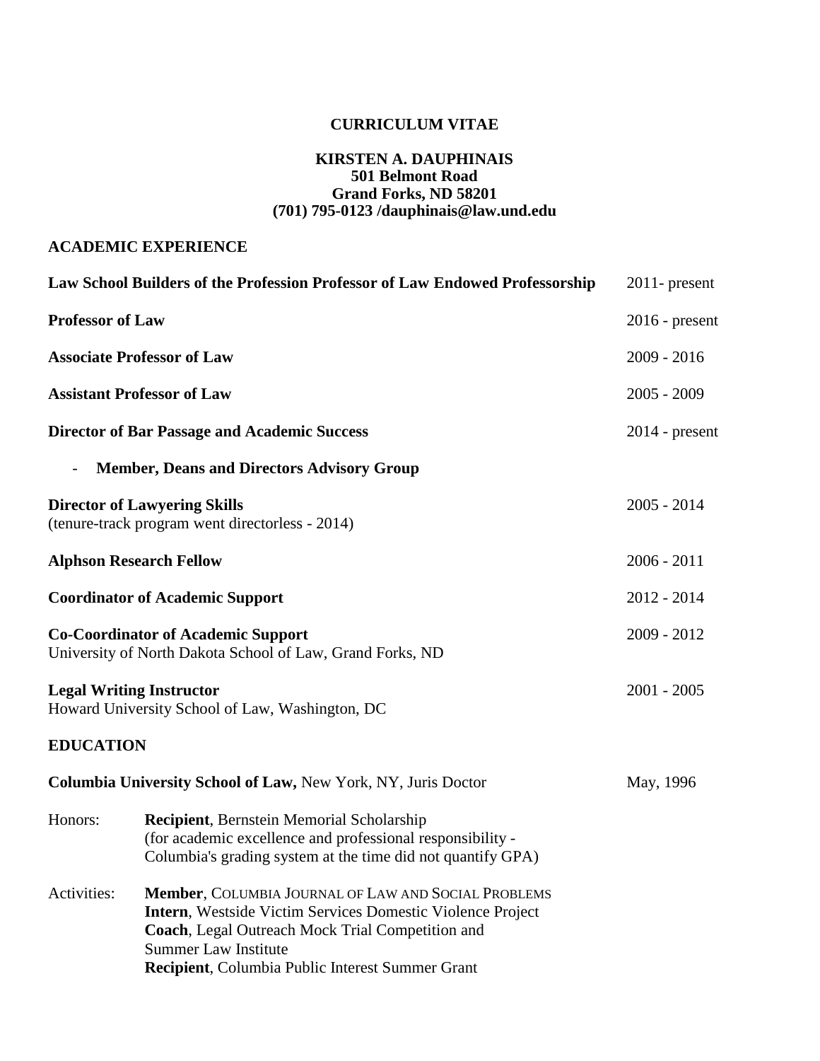# CURRICULUM VITAE

**KIRSTEN A. DAUPHINAIS**
**501 Belmont Road**
**Grand Forks, ND 58201**
**(701) 795-0123 /dauphinais@law.und.edu**

## ACADEMIC EXPERIENCE

**Law School Builders of the Profession Professor of Law Endowed Professorship** — 2011- present

**Professor of Law** — 2016 - present

**Associate Professor of Law** — 2009 - 2016

**Assistant Professor of Law** — 2005 - 2009

**Director of Bar Passage and Academic Success** — 2014 - present

- **Member, Deans and Directors Advisory Group**

**Director of Lawyering Skills** — 2005 - 2014
(tenure-track program went directorless - 2014)

**Alphson Research Fellow** — 2006 - 2011

**Coordinator of Academic Support** — 2012 - 2014

**Co-Coordinator of Academic Support** — 2009 - 2012
University of North Dakota School of Law, Grand Forks, ND

**Legal Writing Instructor** — 2001 - 2005
Howard University School of Law, Washington, DC

## EDUCATION

**Columbia University School of Law,** New York, NY, Juris Doctor — May, 1996

Honors:
**Recipient**, Bernstein Memorial Scholarship
(for academic excellence and professional responsibility - Columbia's grading system at the time did not quantify GPA)

Activities:
**Member**, COLUMBIA JOURNAL OF LAW AND SOCIAL PROBLEMS
**Intern**, Westside Victim Services Domestic Violence Project
**Coach**, Legal Outreach Mock Trial Competition and Summer Law Institute
**Recipient**, Columbia Public Interest Summer Grant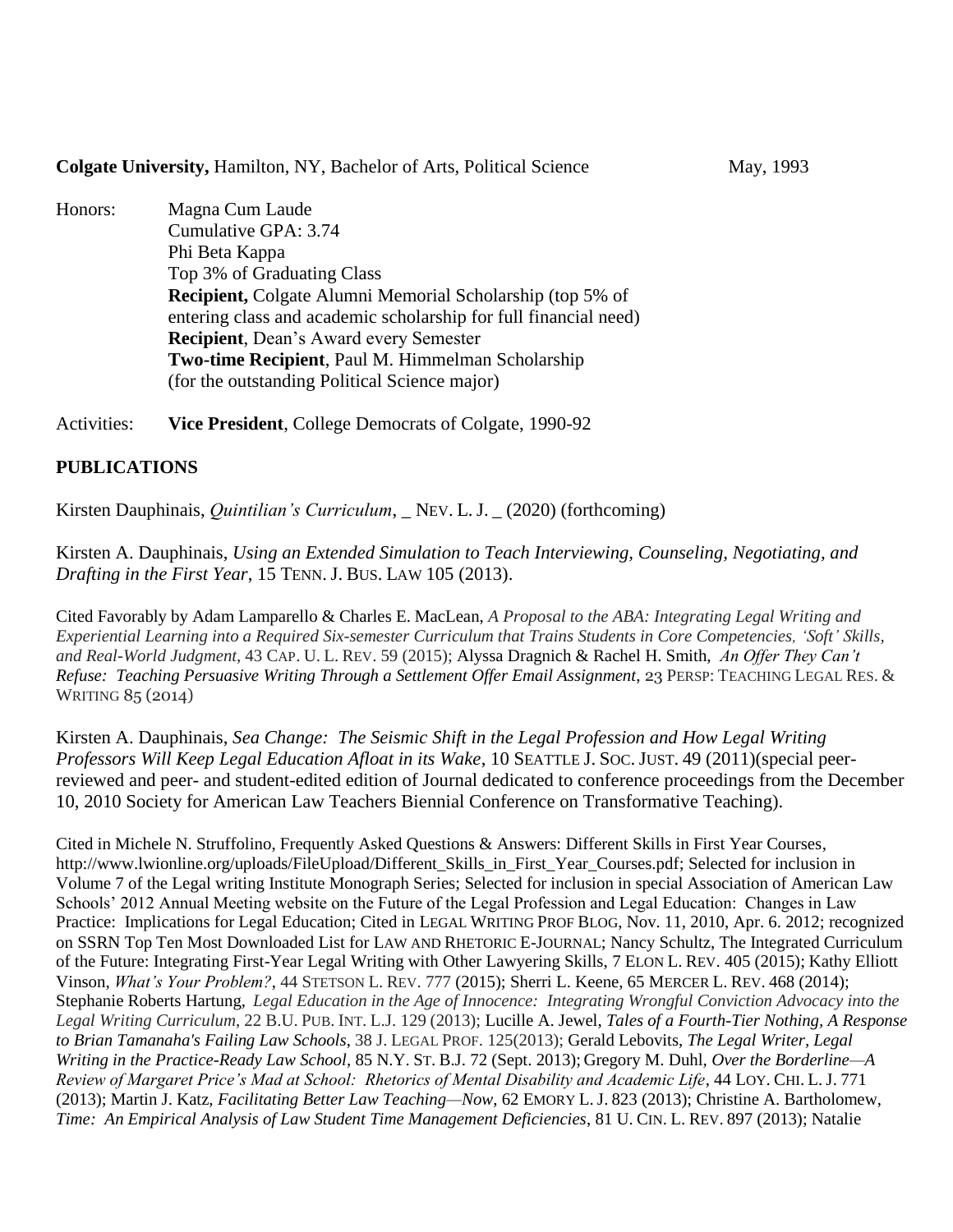**Colgate University,** Hamilton, NY, Bachelor of Arts, Political Science May, 1993

Honors: Magna Cum Laude
Cumulative GPA: 3.74
Phi Beta Kappa
Top 3% of Graduating Class
**Recipient,** Colgate Alumni Memorial Scholarship (top 5% of entering class and academic scholarship for full financial need)
**Recipient**, Dean's Award every Semester
**Two-time Recipient**, Paul M. Himmelman Scholarship (for the outstanding Political Science major)

Activities: **Vice President**, College Democrats of Colgate, 1990-92

## PUBLICATIONS

Kirsten Dauphinais, *Quintilian's Curriculum*, _ NEV. L. J. _ (2020) (forthcoming)

Kirsten A. Dauphinais, *Using an Extended Simulation to Teach Interviewing, Counseling, Negotiating, and Drafting in the First Year*, 15 TENN. J. BUS. LAW 105 (2013).

Cited Favorably by Adam Lamparello & Charles E. MacLean, *A Proposal to the ABA: Integrating Legal Writing and Experiential Learning into a Required Six-semester Curriculum that Trains Students in Core Competencies, 'Soft' Skills, and Real-World Judgment*, 43 CAP. U. L. REV. 59 (2015); Alyssa Dragnich & Rachel H. Smith, *An Offer They Can't Refuse: Teaching Persuasive Writing Through a Settlement Offer Email Assignment*, 23 PERSP: TEACHING LEGAL RES. & WRITING 85 (2014)

Kirsten A. Dauphinais, *Sea Change: The Seismic Shift in the Legal Profession and How Legal Writing Professors Will Keep Legal Education Afloat in its Wake*, 10 SEATTLE J. SOC. JUST. 49 (2011)(special peer-reviewed and peer- and student-edited edition of Journal dedicated to conference proceedings from the December 10, 2010 Society for American Law Teachers Biennial Conference on Transformative Teaching).

Cited in Michele N. Struffolino, Frequently Asked Questions & Answers: Different Skills in First Year Courses, http://www.lwionline.org/uploads/FileUpload/Different_Skills_in_First_Year_Courses.pdf; Selected for inclusion in Volume 7 of the Legal writing Institute Monograph Series; Selected for inclusion in special Association of American Law Schools' 2012 Annual Meeting website on the Future of the Legal Profession and Legal Education: Changes in Law Practice: Implications for Legal Education; Cited in LEGAL WRITING PROF BLOG, Nov. 11, 2010, Apr. 6. 2012; recognized on SSRN Top Ten Most Downloaded List for LAW AND RHETORIC E-JOURNAL; Nancy Schultz, The Integrated Curriculum of the Future: Integrating First-Year Legal Writing with Other Lawyering Skills, 7 ELON L. REV. 405 (2015); Kathy Elliott Vinson, *What's Your Problem?*, 44 STETSON L. REV. 777 (2015); Sherri L. Keene, 65 MERCER L. REV. 468 (2014); Stephanie Roberts Hartung, *Legal Education in the Age of Innocence: Integrating Wrongful Conviction Advocacy into the Legal Writing Curriculum*, 22 B.U. PUB. INT. L.J. 129 (2013); Lucille A. Jewel, *Tales of a Fourth-Tier Nothing, A Response to Brian Tamanaha's Failing Law Schools*, 38 J. LEGAL PROF. 125(2013); Gerald Lebovits, *The Legal Writer, Legal Writing in the Practice-Ready Law School*, 85 N.Y. ST. B.J. 72 (Sept. 2013); Gregory M. Duhl, *Over the Borderline—A Review of Margaret Price's Mad at School: Rhetorics of Mental Disability and Academic Life*, 44 LOY. CHI. L. J. 771 (2013); Martin J. Katz, *Facilitating Better Law Teaching—Now*, 62 EMORY L. J. 823 (2013); Christine A. Bartholomew, *Time: An Empirical Analysis of Law Student Time Management Deficiencies*, 81 U. CIN. L. REV. 897 (2013); Natalie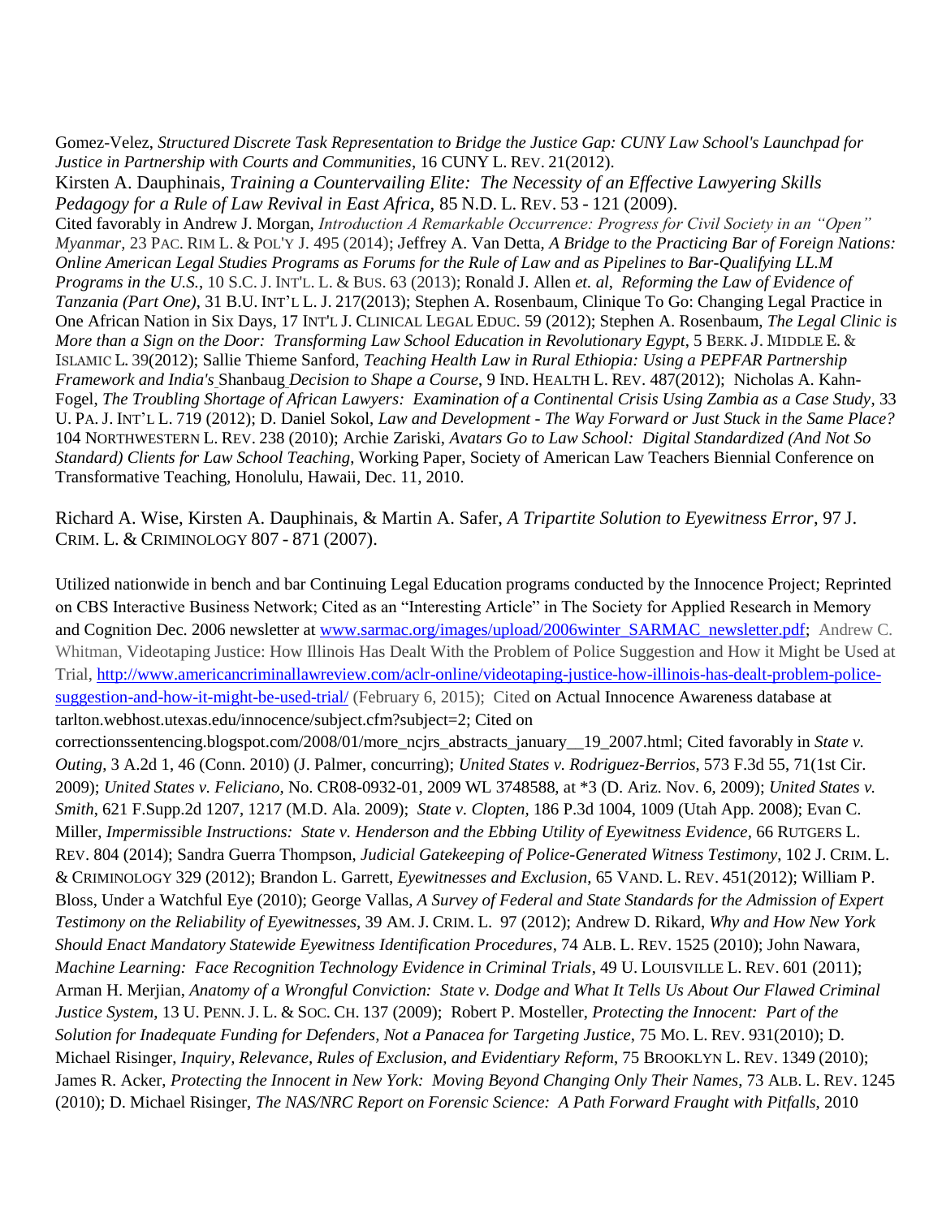Gomez-Velez, *Structured Discrete Task Representation to Bridge the Justice Gap: CUNY Law School's Launchpad for Justice in Partnership with Courts and Communities*, 16 CUNY L. REV. 21(2012).

Kirsten A. Dauphinais, *Training a Countervailing Elite: The Necessity of an Effective Lawyering Skills Pedagogy for a Rule of Law Revival in East Africa*, 85 N.D. L. REV. 53 - 121 (2009).

Cited favorably in Andrew J. Morgan, *Introduction A Remarkable Occurrence: Progress for Civil Society in an "Open" Myanmar*, 23 PAC. RIM L. & POL'Y J. 495 (2014); Jeffrey A. Van Detta, *A Bridge to the Practicing Bar of Foreign Nations: Online American Legal Studies Programs as Forums for the Rule of Law and as Pipelines to Bar-Qualifying LL.M Programs in the U.S.*, 10 S.C. J. INT'L. L. & BUS. 63 (2013); Ronald J. Allen *et. al*, *Reforming the Law of Evidence of Tanzania (Part One)*, 31 B.U. INT'L L. J. 217(2013); Stephen A. Rosenbaum, Clinique To Go: Changing Legal Practice in One African Nation in Six Days, 17 INT'L J. CLINICAL LEGAL EDUC. 59 (2012); Stephen A. Rosenbaum, *The Legal Clinic is More than a Sign on the Door: Transforming Law School Education in Revolutionary Egypt*, 5 BERK. J. MIDDLE E. & ISLAMIC L. 39(2012); Sallie Thieme Sanford, *Teaching Health Law in Rural Ethiopia: Using a PEPFAR Partnership Framework and India's* Shanbaug *Decision to Shape a Course*, 9 IND. HEALTH L. REV. 487(2012); Nicholas A. Kahn-Fogel, *The Troubling Shortage of African Lawyers: Examination of a Continental Crisis Using Zambia as a Case Study*, 33 U. PA. J. INT'L L. 719 (2012); D. Daniel Sokol, *Law and Development - The Way Forward or Just Stuck in the Same Place?* 104 NORTHWESTERN L. REV. 238 (2010); Archie Zariski, *Avatars Go to Law School: Digital Standardized (And Not So Standard) Clients for Law School Teaching*, Working Paper, Society of American Law Teachers Biennial Conference on Transformative Teaching, Honolulu, Hawaii, Dec. 11, 2010.

Richard A. Wise, Kirsten A. Dauphinais, & Martin A. Safer, *A Tripartite Solution to Eyewitness Error*, 97 J. CRIM. L. & CRIMINOLOGY 807 - 871 (2007).

Utilized nationwide in bench and bar Continuing Legal Education programs conducted by the Innocence Project; Reprinted on CBS Interactive Business Network; Cited as an "Interesting Article" in The Society for Applied Research in Memory and Cognition Dec. 2006 newsletter at [www.sarmac.org/images/upload/2006winter_SARMAC_newsletter.pdf](www.sarmac.org/images/upload/2006winter_SARMAC_newsletter.pdf); Andrew C. Whitman, Videotaping Justice: How Illinois Has Dealt With the Problem of Police Suggestion and How it Might be Used at Trial, [http://www.americancriminallawreview.com/aclr-online/videotaping-justice-how-illinois-has-dealt-problem-police-suggestion-and-how-it-might-be-used-trial/](http://www.americancriminallawreview.com/aclr-online/videotaping-justice-how-illinois-has-dealt-problem-police-suggestion-and-how-it-might-be-used-trial/) (February 6, 2015); Cited on Actual Innocence Awareness database at tarlton.webhost.utexas.edu/innocence/subject.cfm?subject=2; Cited on correctionssentencing.blogspot.com/2008/01/more_ncjrs_abstracts_january__19_2007.html; Cited favorably in *State v. Outing*, 3 A.2d 1, 46 (Conn. 2010) (J. Palmer, concurring); *United States v. Rodriguez-Berrios*, 573 F.3d 55, 71(1st Cir. 2009); *United States v. Feliciano*, No. CR08-0932-01, 2009 WL 3748588, at *3 (D. Ariz. Nov. 6, 2009); *United States v. Smith*, 621 F.Supp.2d 1207, 1217 (M.D. Ala. 2009); *State v. Clopten,* 186 P.3d 1004, 1009 (Utah App. 2008); Evan C. Miller, *Impermissible Instructions: State v. Henderson and the Ebbing Utility of Eyewitness Evidence*, 66 RUTGERS L. REV. 804 (2014); Sandra Guerra Thompson, *Judicial Gatekeeping of Police-Generated Witness Testimony*, 102 J. CRIM. L. & CRIMINOLOGY 329 (2012); Brandon L. Garrett, *Eyewitnesses and Exclusion*, 65 VAND. L. REV. 451(2012); William P. Bloss, Under a Watchful Eye (2010); George Vallas, *A Survey of Federal and State Standards for the Admission of Expert Testimony on the Reliability of Eyewitnesses*, 39 AM. J. CRIM. L. 97 (2012); Andrew D. Rikard, *Why and How New York Should Enact Mandatory Statewide Eyewitness Identification Procedures*, 74 ALB. L. REV. 1525 (2010); John Nawara, *Machine Learning: Face Recognition Technology Evidence in Criminal Trials*, 49 U. LOUISVILLE L. REV. 601 (2011); Arman H. Merjian, *Anatomy of a Wrongful Conviction: State v. Dodge and What It Tells Us About Our Flawed Criminal Justice System*, 13 U. PENN. J. L. & SOC. CH. 137 (2009); Robert P. Mosteller, *Protecting the Innocent: Part of the Solution for Inadequate Funding for Defenders, Not a Panacea for Targeting Justice*, 75 MO. L. REV. 931(2010); D. Michael Risinger, *Inquiry, Relevance, Rules of Exclusion, and Evidentiary Reform*, 75 BROOKLYN L. REV. 1349 (2010); James R. Acker, *Protecting the Innocent in New York: Moving Beyond Changing Only Their Names*, 73 ALB. L. REV. 1245 (2010); D. Michael Risinger, *The NAS/NRC Report on Forensic Science: A Path Forward Fraught with Pitfalls*, 2010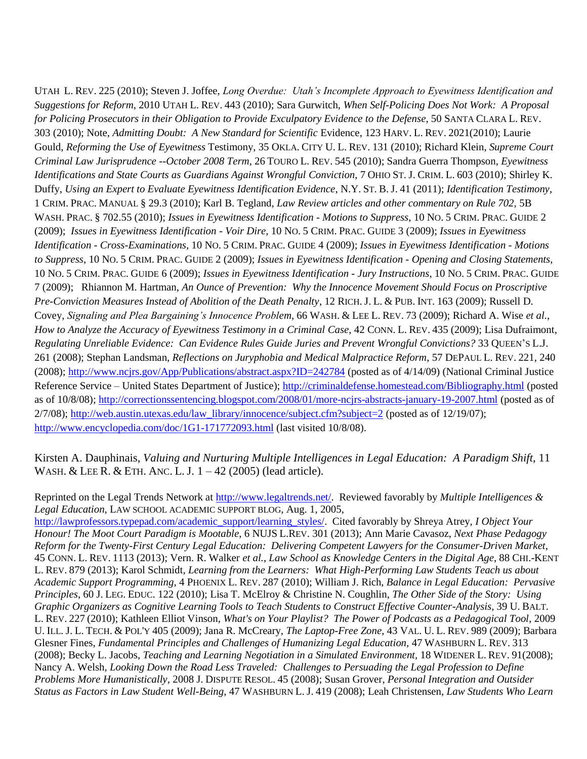UTAH L. REV. 225 (2010); Steven J. Joffee, *Long Overdue: Utah's Incomplete Approach to Eyewitness Identification and Suggestions for Reform*, 2010 UTAH L. REV. 443 (2010); Sara Gurwitch, *When Self-Policing Does Not Work: A Proposal for Policing Prosecutors in their Obligation to Provide Exculpatory Evidence to the Defense*, 50 SANTA CLARA L. REV. 303 (2010); Note, *Admitting Doubt: A New Standard for Scientific* Evidence, 123 HARV. L. REV. 2021(2010); Laurie Gould, *Reforming the Use of Eyewitness* Testimony, 35 OKLA. CITY U. L. REV. 131 (2010); Richard Klein, *Supreme Court Criminal Law Jurisprudence --October 2008 Term*, 26 TOURO L. REV. 545 (2010); Sandra Guerra Thompson, *Eyewitness Identifications and State Courts as Guardians Against Wrongful Conviction*, 7 OHIO ST. J. CRIM. L. 603 (2010); Shirley K. Duffy, *Using an Expert to Evaluate Eyewitness Identification Evidence*, N.Y. ST. B. J. 41 (2011); *Identification Testimony*, 1 CRIM. PRAC. MANUAL § 29.3 (2010); Karl B. Tegland, *Law Review articles and other commentary on Rule 702*, 5B WASH. PRAC. § 702.55 (2010); *Issues in Eyewitness Identification - Motions to Suppress*, 10 NO. 5 CRIM. PRAC. GUIDE 2 (2009); *Issues in Eyewitness Identification - Voir Dire*, 10 NO. 5 CRIM. PRAC. GUIDE 3 (2009); *Issues in Eyewitness Identification - Cross-Examinations*, 10 NO. 5 CRIM. PRAC. GUIDE 4 (2009); *Issues in Eyewitness Identification - Motions to Suppress*, 10 NO. 5 CRIM. PRAC. GUIDE 2 (2009); *Issues in Eyewitness Identification - Opening and Closing Statements*, 10 NO. 5 CRIM. PRAC. GUIDE 6 (2009); *Issues in Eyewitness Identification - Jury Instructions*, 10 NO. 5 CRIM. PRAC. GUIDE 7 (2009); Rhiannon M. Hartman, *An Ounce of Prevention: Why the Innocence Movement Should Focus on Proscriptive Pre-Conviction Measures Instead of Abolition of the Death Penalty*, 12 RICH. J. L. & PUB. INT. 163 (2009); Russell D. Covey, *Signaling and Plea Bargaining's Innocence Problem*, 66 WASH. & LEE L. REV. 73 (2009); Richard A. Wise *et al.*, *How to Analyze the Accuracy of Eyewitness Testimony in a Criminal Case*, 42 CONN. L. REV. 435 (2009); Lisa Dufraimont, *Regulating Unreliable Evidence: Can Evidence Rules Guide Juries and Prevent Wrongful Convictions?* 33 QUEEN'S L.J. 261 (2008); Stephan Landsman, *Reflections on Juryphobia and Medical Malpractice Reform*, 57 DEPAUL L. REV. 221, 240 (2008); http://www.ncjrs.gov/App/Publications/abstract.aspx?ID=242784 (posted as of 4/14/09) (National Criminal Justice Reference Service – United States Department of Justice); http://criminaldefense.homestead.com/Bibliography.html (posted as of 10/8/08); http://correctionssentencing.blogspot.com/2008/01/more-ncjrs-abstracts-january-19-2007.html (posted as of 2/7/08); http://web.austin.utexas.edu/law_library/innocence/subject.cfm?subject=2 (posted as of 12/19/07); http://www.encyclopedia.com/doc/1G1-171772093.html (last visited 10/8/08).

Kirsten A. Dauphinais, *Valuing and Nurturing Multiple Intelligences in Legal Education: A Paradigm Shift*, 11 WASH. & LEE R. & ETH. ANC. L. J. 1 – 42 (2005) (lead article).

Reprinted on the Legal Trends Network at http://www.legaltrends.net/. Reviewed favorably by *Multiple Intelligences & Legal Education*, LAW SCHOOL ACADEMIC SUPPORT BLOG, Aug. 1, 2005, http://lawprofessors.typepad.com/academic_support/learning_styles/. Cited favorably by Shreya Atrey, *I Object Your Honour! The Moot Court Paradigm is Mootable*, 6 NUJS L.REV. 301 (2013); Ann Marie Cavasoz, *Next Phase Pedagogy Reform for the Twenty-First Century Legal Education: Delivering Competent Lawyers for the Consumer-Driven Market*, 45 CONN. L. REV. 1113 (2013); Vern. R. Walker *et al.*, *Law School as Knowledge Centers in the Digital Age*, 88 CHI.-KENT L. REV. 879 (2013); Karol Schmidt, *Learning from the Learners: What High-Performing Law Students Teach us about Academic Support Programming*, 4 PHOENIX L. REV. 287 (2010); William J. Rich, *Balance in Legal Education: Pervasive Principles*, 60 J. LEG. EDUC. 122 (2010); Lisa T. McElroy & Christine N. Coughlin, *The Other Side of the Story: Using Graphic Organizers as Cognitive Learning Tools to Teach Students to Construct Effective Counter-Analysis*, 39 U. BALT. L. REV. 227 (2010); Kathleen Elliot Vinson, *What's on Your Playlist? The Power of Podcasts as a Pedagogical Tool*, 2009 U. ILL. J. L. TECH. & POL'Y 405 (2009); Jana R. McCreary, *The Laptop-Free Zone*, 43 VAL. U. L. REV. 989 (2009); Barbara Glesner Fines, *Fundamental Principles and Challenges of Humanizing Legal Education*, 47 WASHBURN L. REV. 313 (2008); Becky L. Jacobs, *Teaching and Learning Negotiation in a Simulated Environment*, 18 WIDENER L. REV. 91(2008); Nancy A. Welsh, *Looking Down the Road Less Traveled: Challenges to Persuading the Legal Profession to Define Problems More Humanistically*, 2008 J. DISPUTE RESOL. 45 (2008); Susan Grover, *Personal Integration and Outsider Status as Factors in Law Student Well-Being*, 47 WASHBURN L. J. 419 (2008); Leah Christensen, *Law Students Who Learn*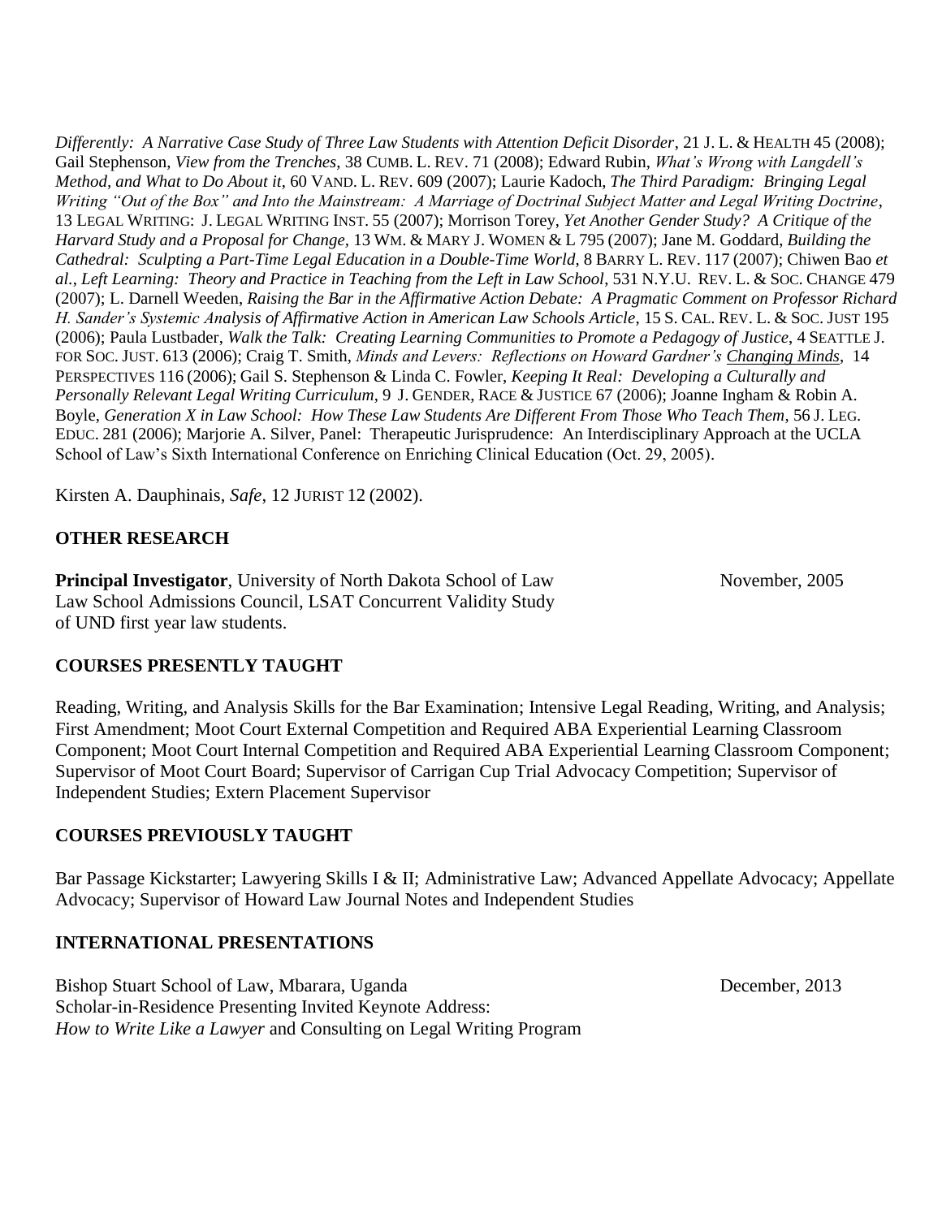*Differently: A Narrative Case Study of Three Law Students with Attention Deficit Disorder*, 21 J. L. & HEALTH 45 (2008); Gail Stephenson, *View from the Trenches*, 38 CUMB. L. REV. 71 (2008); Edward Rubin, *What's Wrong with Langdell's Method, and What to Do About it*, 60 VAND. L. REV. 609 (2007); Laurie Kadoch, *The Third Paradigm: Bringing Legal Writing "Out of the Box" and Into the Mainstream: A Marriage of Doctrinal Subject Matter and Legal Writing Doctrine*, 13 LEGAL WRITING: J. LEGAL WRITING INST. 55 (2007); Morrison Torey, *Yet Another Gender Study? A Critique of the Harvard Study and a Proposal for Change*, 13 WM. & MARY J. WOMEN & L 795 (2007); Jane M. Goddard, *Building the Cathedral: Sculpting a Part-Time Legal Education in a Double-Time World*, 8 BARRY L. REV. 117 (2007); Chiwen Bao *et al.*, *Left Learning: Theory and Practice in Teaching from the Left in Law School*, 531 N.Y.U. REV. L. & SOC. CHANGE 479 (2007); L. Darnell Weeden, *Raising the Bar in the Affirmative Action Debate: A Pragmatic Comment on Professor Richard H. Sander's Systemic Analysis of Affirmative Action in American Law Schools Article*, 15 S. CAL. REV. L. & SOC. JUST 195 (2006); Paula Lustbader, *Walk the Talk: Creating Learning Communities to Promote a Pedagogy of Justice*, 4 SEATTLE J. FOR SOC. JUST. 613 (2006); Craig T. Smith, *Minds and Levers: Reflections on Howard Gardner's Changing Minds*, 14 PERSPECTIVES 116 (2006); Gail S. Stephenson & Linda C. Fowler, *Keeping It Real: Developing a Culturally and Personally Relevant Legal Writing Curriculum*, 9 J. GENDER, RACE & JUSTICE 67 (2006); Joanne Ingham & Robin A. Boyle, *Generation X in Law School: How These Law Students Are Different From Those Who Teach Them*, 56 J. LEG. EDUC. 281 (2006); Marjorie A. Silver, Panel: Therapeutic Jurisprudence: An Interdisciplinary Approach at the UCLA School of Law's Sixth International Conference on Enriching Clinical Education (Oct. 29, 2005).

Kirsten A. Dauphinais, *Safe*, 12 JURIST 12 (2002).

## OTHER RESEARCH

**Principal Investigator**, University of North Dakota School of Law — November, 2005
Law School Admissions Council, LSAT Concurrent Validity Study of UND first year law students.

## COURSES PRESENTLY TAUGHT

Reading, Writing, and Analysis Skills for the Bar Examination; Intensive Legal Reading, Writing, and Analysis; First Amendment; Moot Court External Competition and Required ABA Experiential Learning Classroom Component; Moot Court Internal Competition and Required ABA Experiential Learning Classroom Component; Supervisor of Moot Court Board; Supervisor of Carrigan Cup Trial Advocacy Competition; Supervisor of Independent Studies; Extern Placement Supervisor

## COURSES PREVIOUSLY TAUGHT

Bar Passage Kickstarter; Lawyering Skills I & II; Administrative Law; Advanced Appellate Advocacy; Appellate Advocacy; Supervisor of Howard Law Journal Notes and Independent Studies

## INTERNATIONAL PRESENTATIONS

Bishop Stuart School of Law, Mbarara, Uganda — December, 2013
Scholar-in-Residence Presenting Invited Keynote Address:
*How to Write Like a Lawyer* and Consulting on Legal Writing Program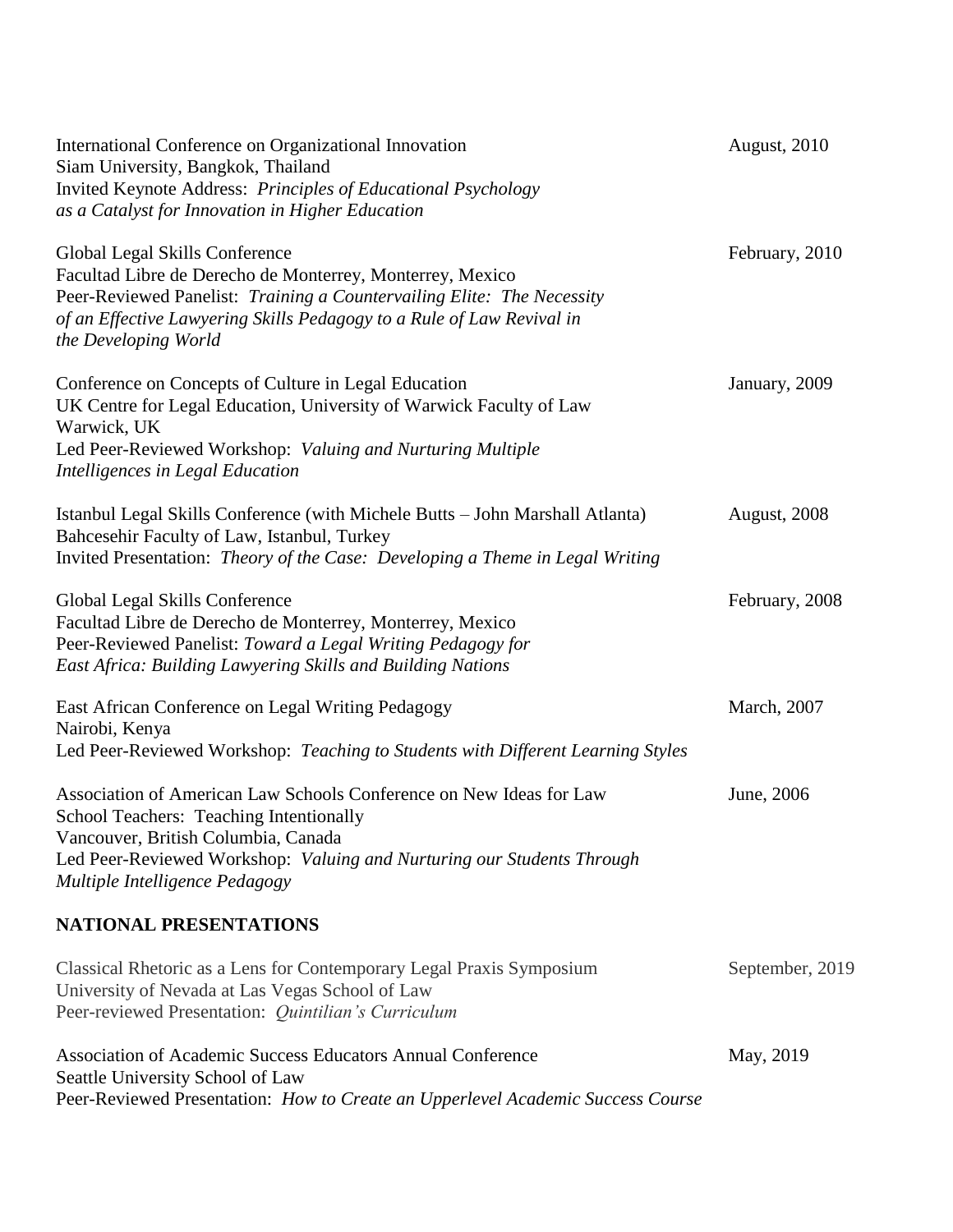International Conference on Organizational Innovation — August, 2010
Siam University, Bangkok, Thailand
Invited Keynote Address: *Principles of Educational Psychology as a Catalyst for Innovation in Higher Education*

Global Legal Skills Conference — February, 2010
Facultad Libre de Derecho de Monterrey, Monterrey, Mexico
Peer-Reviewed Panelist: *Training a Countervailing Elite: The Necessity of an Effective Lawyering Skills Pedagogy to a Rule of Law Revival in the Developing World*

Conference on Concepts of Culture in Legal Education — January, 2009
UK Centre for Legal Education, University of Warwick Faculty of Law
Warwick, UK
Led Peer-Reviewed Workshop: *Valuing and Nurturing Multiple Intelligences in Legal Education*

Istanbul Legal Skills Conference (with Michele Butts – John Marshall Atlanta) — August, 2008
Bahcesehir Faculty of Law, Istanbul, Turkey
Invited Presentation: *Theory of the Case: Developing a Theme in Legal Writing*

Global Legal Skills Conference — February, 2008
Facultad Libre de Derecho de Monterrey, Monterrey, Mexico
Peer-Reviewed Panelist: *Toward a Legal Writing Pedagogy for East Africa: Building Lawyering Skills and Building Nations*

East African Conference on Legal Writing Pedagogy — March, 2007
Nairobi, Kenya
Led Peer-Reviewed Workshop: *Teaching to Students with Different Learning Styles*

Association of American Law Schools Conference on New Ideas for Law School Teachers: Teaching Intentionally — June, 2006
Vancouver, British Columbia, Canada
Led Peer-Reviewed Workshop: *Valuing and Nurturing our Students Through Multiple Intelligence Pedagogy*

## NATIONAL PRESENTATIONS

Classical Rhetoric as a Lens for Contemporary Legal Praxis Symposium — September, 2019
University of Nevada at Las Vegas School of Law
Peer-reviewed Presentation: *Quintilian's Curriculum*

Association of Academic Success Educators Annual Conference — May, 2019
Seattle University School of Law
Peer-Reviewed Presentation: *How to Create an Upperlevel Academic Success Course*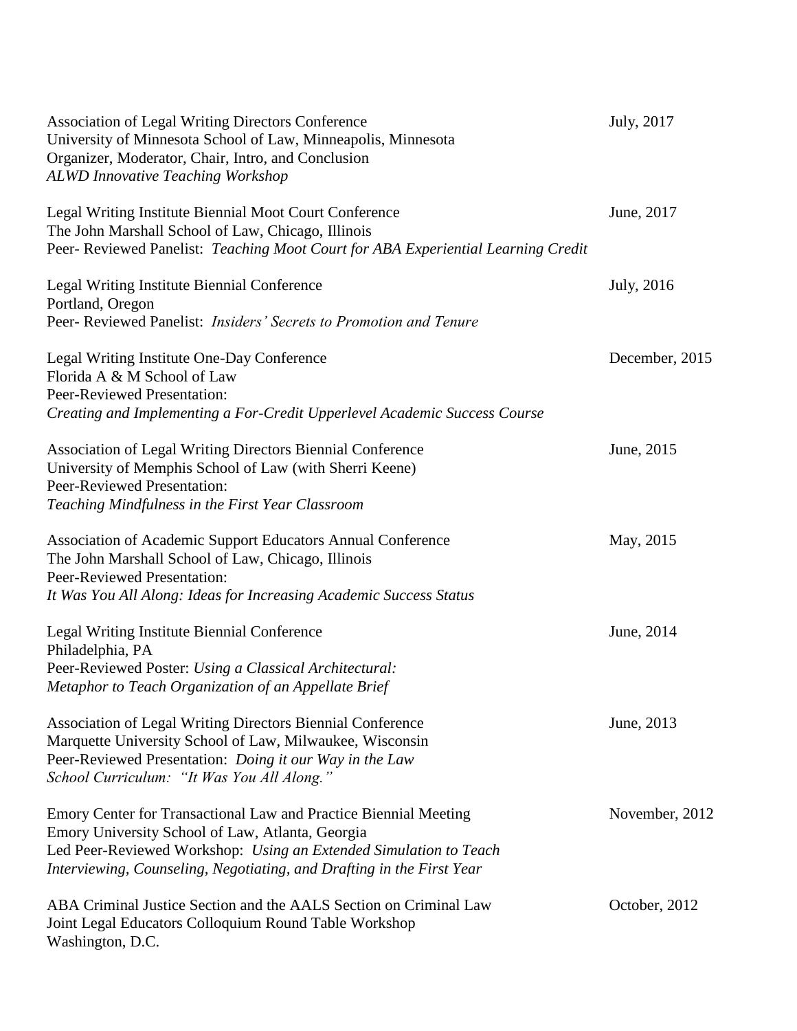Association of Legal Writing Directors Conference — July, 2017
University of Minnesota School of Law, Minneapolis, Minnesota
Organizer, Moderator, Chair, Intro, and Conclusion
*ALWD Innovative Teaching Workshop*

Legal Writing Institute Biennial Moot Court Conference — June, 2017
The John Marshall School of Law, Chicago, Illinois
Peer- Reviewed Panelist: *Teaching Moot Court for ABA Experiential Learning Credit*

Legal Writing Institute Biennial Conference — July, 2016
Portland, Oregon
Peer- Reviewed Panelist: *Insiders' Secrets to Promotion and Tenure*

Legal Writing Institute One-Day Conference — December, 2015
Florida A & M School of Law
Peer-Reviewed Presentation:
*Creating and Implementing a For-Credit Upperlevel Academic Success Course*

Association of Legal Writing Directors Biennial Conference — June, 2015
University of Memphis School of Law (with Sherri Keene)
Peer-Reviewed Presentation:
*Teaching Mindfulness in the First Year Classroom*

Association of Academic Support Educators Annual Conference — May, 2015
The John Marshall School of Law, Chicago, Illinois
Peer-Reviewed Presentation:
*It Was You All Along: Ideas for Increasing Academic Success Status*

Legal Writing Institute Biennial Conference — June, 2014
Philadelphia, PA
Peer-Reviewed Poster: *Using a Classical Architectural:*
*Metaphor to Teach Organization of an Appellate Brief*

Association of Legal Writing Directors Biennial Conference — June, 2013
Marquette University School of Law, Milwaukee, Wisconsin
Peer-Reviewed Presentation: *Doing it our Way in the Law*
*School Curriculum: "It Was You All Along."*

Emory Center for Transactional Law and Practice Biennial Meeting — November, 2012
Emory University School of Law, Atlanta, Georgia
Led Peer-Reviewed Workshop: *Using an Extended Simulation to Teach*
*Interviewing, Counseling, Negotiating, and Drafting in the First Year*

ABA Criminal Justice Section and the AALS Section on Criminal Law — October, 2012
Joint Legal Educators Colloquium Round Table Workshop
Washington, D.C.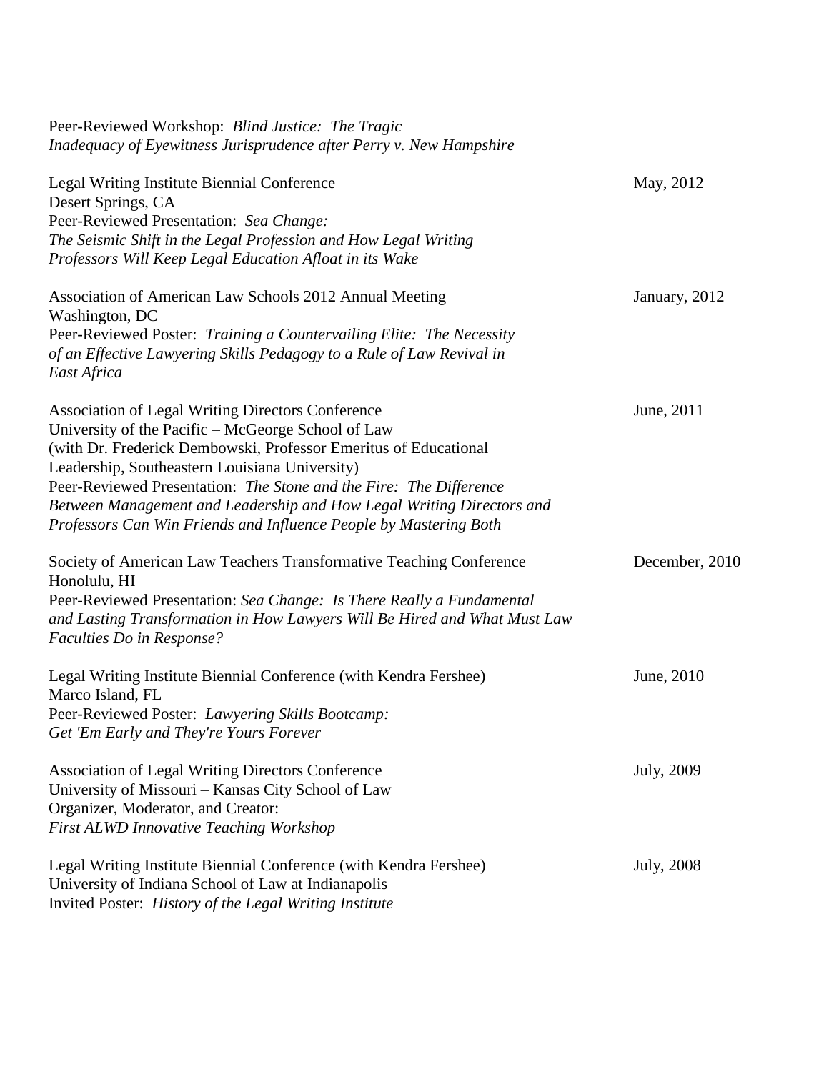Peer-Reviewed Workshop: *Blind Justice: The Tragic Inadequacy of Eyewitness Jurisprudence after Perry v. New Hampshire*

Legal Writing Institute Biennial Conference — May, 2012
Desert Springs, CA
Peer-Reviewed Presentation: *Sea Change: The Seismic Shift in the Legal Profession and How Legal Writing Professors Will Keep Legal Education Afloat in its Wake*

Association of American Law Schools 2012 Annual Meeting — January, 2012
Washington, DC
Peer-Reviewed Poster: *Training a Countervailing Elite: The Necessity of an Effective Lawyering Skills Pedagogy to a Rule of Law Revival in East Africa*

Association of Legal Writing Directors Conference — June, 2011
University of the Pacific – McGeorge School of Law
(with Dr. Frederick Dembowski, Professor Emeritus of Educational Leadership, Southeastern Louisiana University)
Peer-Reviewed Presentation: *The Stone and the Fire: The Difference Between Management and Leadership and How Legal Writing Directors and Professors Can Win Friends and Influence People by Mastering Both*

Society of American Law Teachers Transformative Teaching Conference — December, 2010
Honolulu, HI
Peer-Reviewed Presentation: *Sea Change: Is There Really a Fundamental and Lasting Transformation in How Lawyers Will Be Hired and What Must Law Faculties Do in Response?*

Legal Writing Institute Biennial Conference (with Kendra Fershee) — June, 2010
Marco Island, FL
Peer-Reviewed Poster: *Lawyering Skills Bootcamp: Get 'Em Early and They're Yours Forever*

Association of Legal Writing Directors Conference — July, 2009
University of Missouri – Kansas City School of Law
Organizer, Moderator, and Creator:
*First ALWD Innovative Teaching Workshop*

Legal Writing Institute Biennial Conference (with Kendra Fershee) — July, 2008
University of Indiana School of Law at Indianapolis
Invited Poster: *History of the Legal Writing Institute*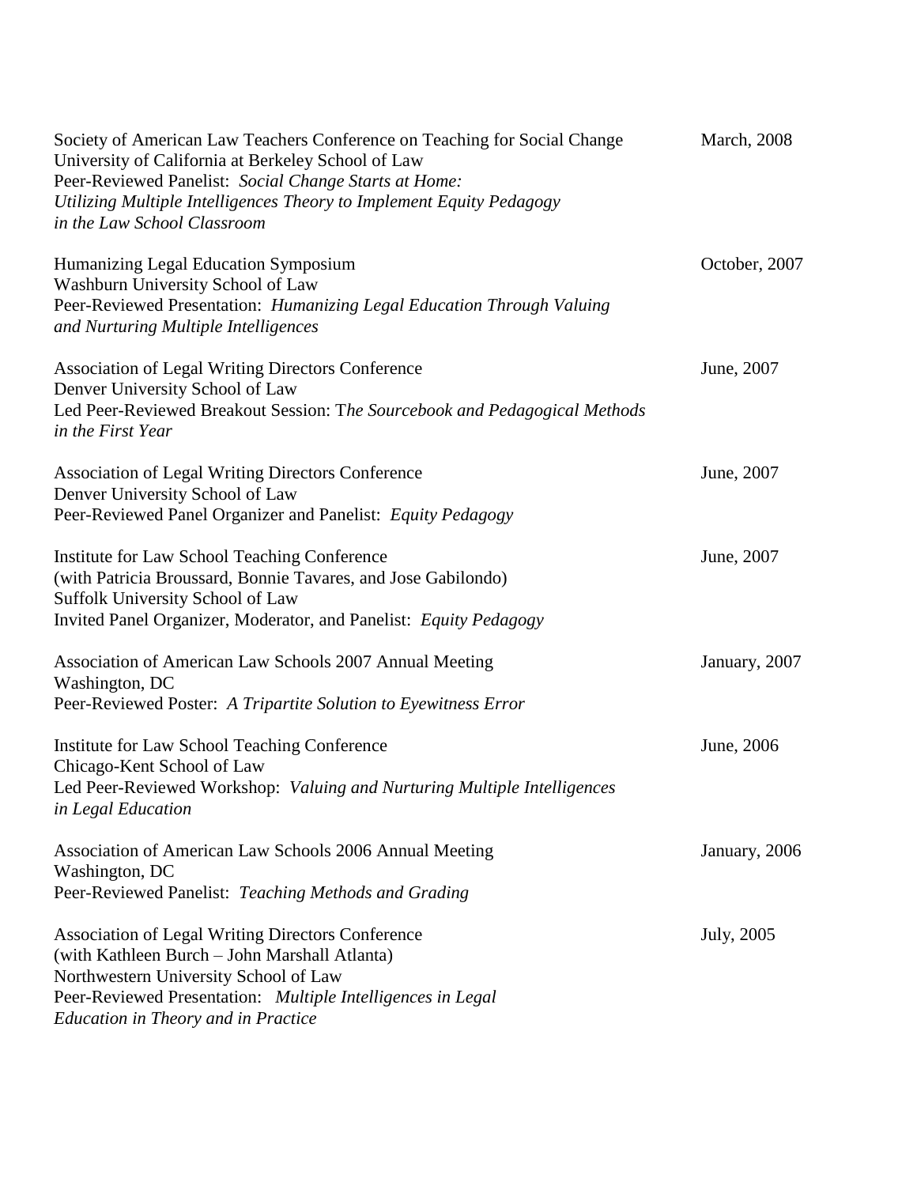Society of American Law Teachers Conference on Teaching for Social Change — March, 2008
University of California at Berkeley School of Law
Peer-Reviewed Panelist: *Social Change Starts at Home: Utilizing Multiple Intelligences Theory to Implement Equity Pedagogy in the Law School Classroom*

Humanizing Legal Education Symposium — October, 2007
Washburn University School of Law
Peer-Reviewed Presentation: *Humanizing Legal Education Through Valuing and Nurturing Multiple Intelligences*

Association of Legal Writing Directors Conference — June, 2007
Denver University School of Law
Led Peer-Reviewed Breakout Session: T*he Sourcebook and Pedagogical Methods in the First Year*

Association of Legal Writing Directors Conference — June, 2007
Denver University School of Law
Peer-Reviewed Panel Organizer and Panelist: *Equity Pedagogy*

Institute for Law School Teaching Conference — June, 2007
(with Patricia Broussard, Bonnie Tavares, and Jose Gabilondo)
Suffolk University School of Law
Invited Panel Organizer, Moderator, and Panelist: *Equity Pedagogy*

Association of American Law Schools 2007 Annual Meeting — January, 2007
Washington, DC
Peer-Reviewed Poster: *A Tripartite Solution to Eyewitness Error*

Institute for Law School Teaching Conference — June, 2006
Chicago-Kent School of Law
Led Peer-Reviewed Workshop: *Valuing and Nurturing Multiple Intelligences in Legal Education*

Association of American Law Schools 2006 Annual Meeting — January, 2006
Washington, DC
Peer-Reviewed Panelist: *Teaching Methods and Grading*

Association of Legal Writing Directors Conference — July, 2005
(with Kathleen Burch – John Marshall Atlanta)
Northwestern University School of Law
Peer-Reviewed Presentation: *Multiple Intelligences in Legal Education in Theory and in Practice*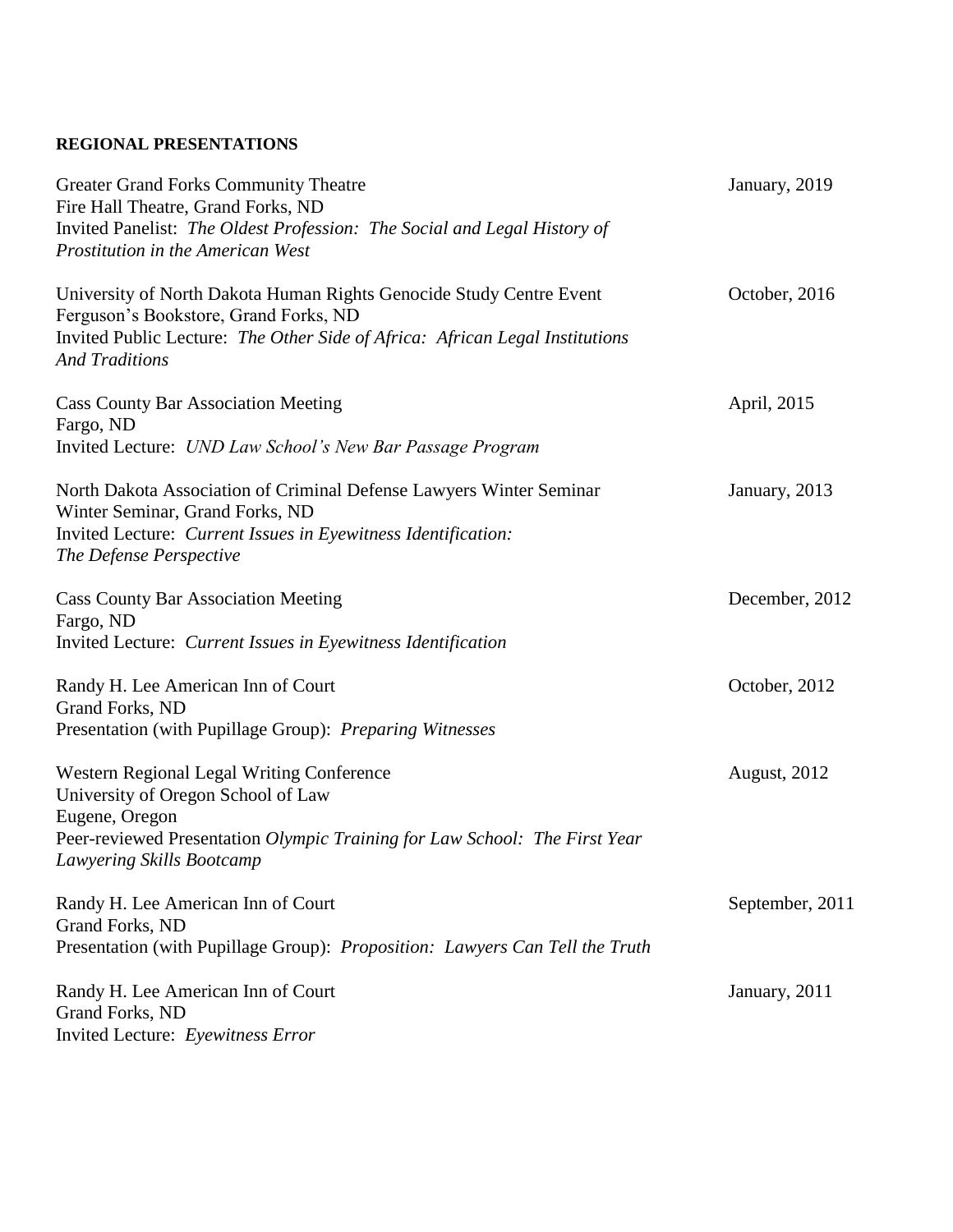**REGIONAL PRESENTATIONS**

Greater Grand Forks Community Theatre — January, 2019
Fire Hall Theatre, Grand Forks, ND
Invited Panelist: *The Oldest Profession: The Social and Legal History of Prostitution in the American West*

University of North Dakota Human Rights Genocide Study Centre Event — October, 2016
Ferguson's Bookstore, Grand Forks, ND
Invited Public Lecture: *The Other Side of Africa: African Legal Institutions And Traditions*

Cass County Bar Association Meeting — April, 2015
Fargo, ND
Invited Lecture: *UND Law School's New Bar Passage Program*

North Dakota Association of Criminal Defense Lawyers Winter Seminar — January, 2013
Winter Seminar, Grand Forks, ND
Invited Lecture: *Current Issues in Eyewitness Identification: The Defense Perspective*

Cass County Bar Association Meeting — December, 2012
Fargo, ND
Invited Lecture: *Current Issues in Eyewitness Identification*

Randy H. Lee American Inn of Court — October, 2012
Grand Forks, ND
Presentation (with Pupillage Group): *Preparing Witnesses*

Western Regional Legal Writing Conference — August, 2012
University of Oregon School of Law
Eugene, Oregon
Peer-reviewed Presentation *Olympic Training for Law School: The First Year Lawyering Skills Bootcamp*

Randy H. Lee American Inn of Court — September, 2011
Grand Forks, ND
Presentation (with Pupillage Group): *Proposition: Lawyers Can Tell the Truth*

Randy H. Lee American Inn of Court — January, 2011
Grand Forks, ND
Invited Lecture: *Eyewitness Error*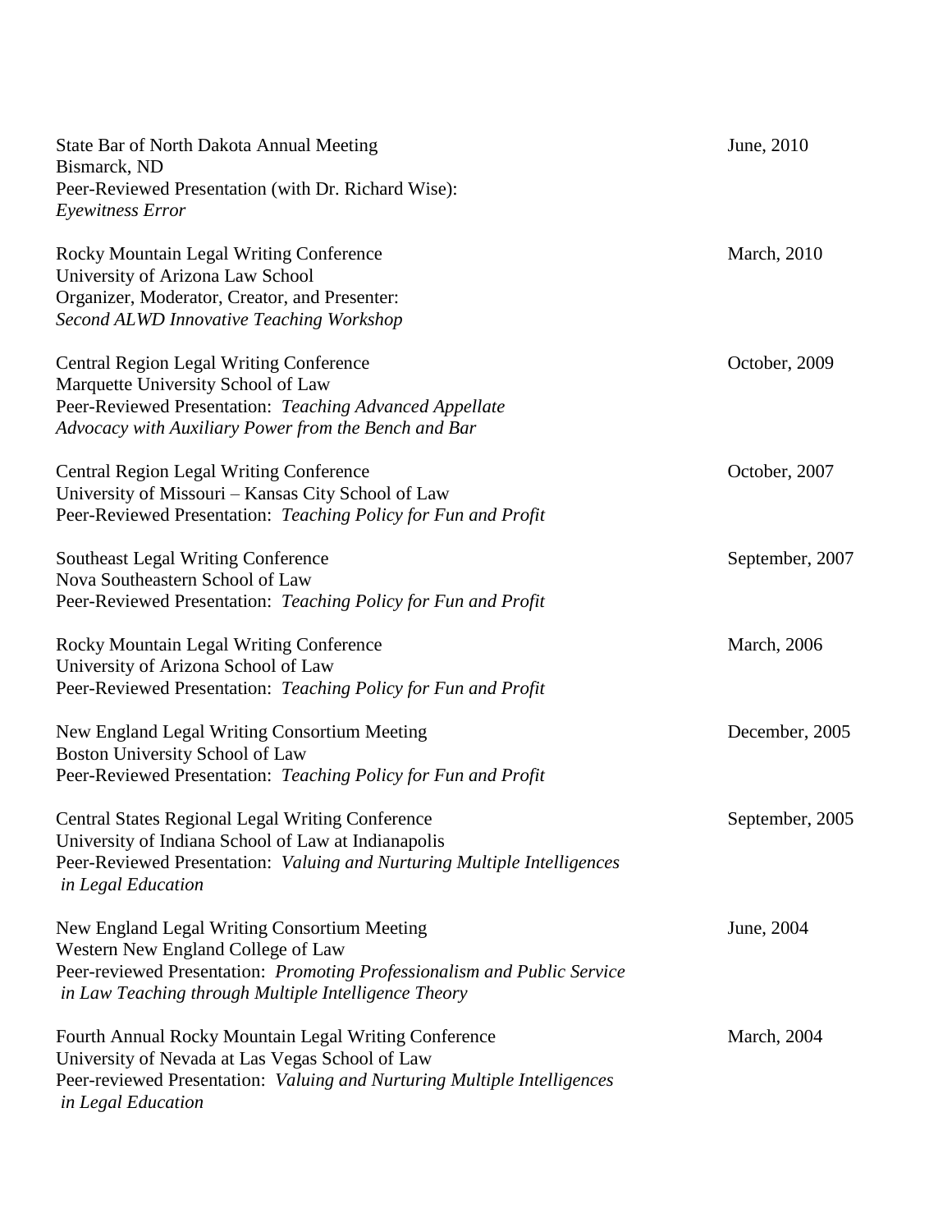State Bar of North Dakota Annual Meeting — June, 2010
Bismarck, ND
Peer-Reviewed Presentation (with Dr. Richard Wise):
*Eyewitness Error*

Rocky Mountain Legal Writing Conference — March, 2010
University of Arizona Law School
Organizer, Moderator, Creator, and Presenter:
*Second ALWD Innovative Teaching Workshop*

Central Region Legal Writing Conference — October, 2009
Marquette University School of Law
Peer-Reviewed Presentation: *Teaching Advanced Appellate Advocacy with Auxiliary Power from the Bench and Bar*

Central Region Legal Writing Conference — October, 2007
University of Missouri – Kansas City School of Law
Peer-Reviewed Presentation: *Teaching Policy for Fun and Profit*

Southeast Legal Writing Conference — September, 2007
Nova Southeastern School of Law
Peer-Reviewed Presentation: *Teaching Policy for Fun and Profit*

Rocky Mountain Legal Writing Conference — March, 2006
University of Arizona School of Law
Peer-Reviewed Presentation: *Teaching Policy for Fun and Profit*

New England Legal Writing Consortium Meeting — December, 2005
Boston University School of Law
Peer-Reviewed Presentation: *Teaching Policy for Fun and Profit*

Central States Regional Legal Writing Conference — September, 2005
University of Indiana School of Law at Indianapolis
Peer-Reviewed Presentation: *Valuing and Nurturing Multiple Intelligences in Legal Education*

New England Legal Writing Consortium Meeting — June, 2004
Western New England College of Law
Peer-reviewed Presentation: *Promoting Professionalism and Public Service in Law Teaching through Multiple Intelligence Theory*

Fourth Annual Rocky Mountain Legal Writing Conference — March, 2004
University of Nevada at Las Vegas School of Law
Peer-reviewed Presentation: *Valuing and Nurturing Multiple Intelligences in Legal Education*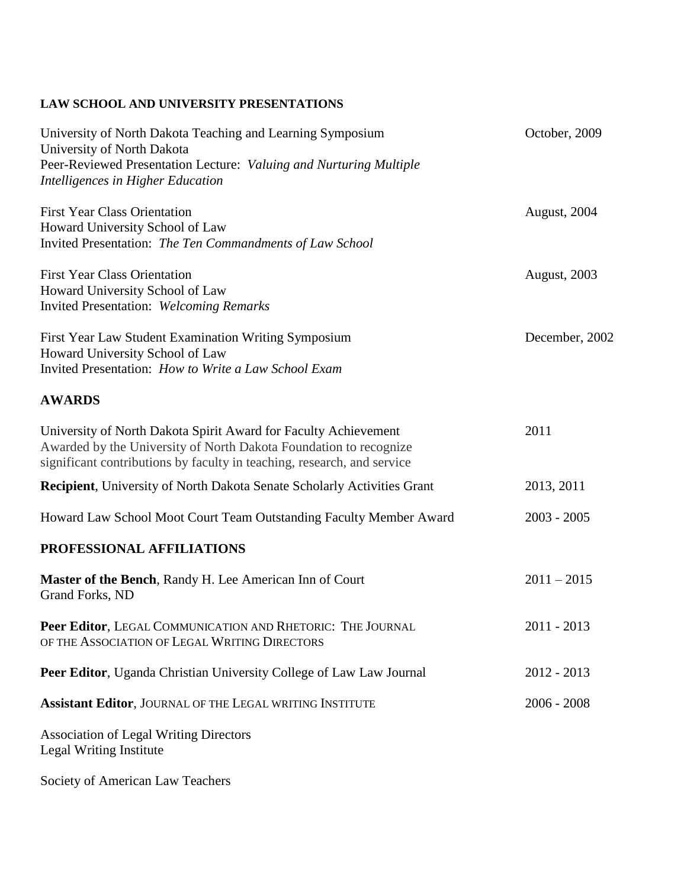## LAW SCHOOL AND UNIVERSITY PRESENTATIONS

University of North Dakota Teaching and Learning Symposium — October, 2009
University of North Dakota
Peer-Reviewed Presentation Lecture: *Valuing and Nurturing Multiple Intelligences in Higher Education*

First Year Class Orientation — August, 2004
Howard University School of Law
Invited Presentation: *The Ten Commandments of Law School*

First Year Class Orientation — August, 2003
Howard University School of Law
Invited Presentation: *Welcoming Remarks*

First Year Law Student Examination Writing Symposium — December, 2002
Howard University School of Law
Invited Presentation: *How to Write a Law School Exam*

## AWARDS

University of North Dakota Spirit Award for Faculty Achievement — 2011
Awarded by the University of North Dakota Foundation to recognize significant contributions by faculty in teaching, research, and service

**Recipient**, University of North Dakota Senate Scholarly Activities Grant — 2013, 2011

Howard Law School Moot Court Team Outstanding Faculty Member Award — 2003 - 2005

## PROFESSIONAL AFFILIATIONS

**Master of the Bench**, Randy H. Lee American Inn of Court — 2011 – 2015
Grand Forks, ND

**Peer Editor**, LEGAL COMMUNICATION AND RHETORIC: THE JOURNAL OF THE ASSOCIATION OF LEGAL WRITING DIRECTORS — 2011 - 2013

**Peer Editor**, Uganda Christian University College of Law Law Journal — 2012 - 2013

**Assistant Editor**, JOURNAL OF THE LEGAL WRITING INSTITUTE — 2006 - 2008

Association of Legal Writing Directors
Legal Writing Institute

Society of American Law Teachers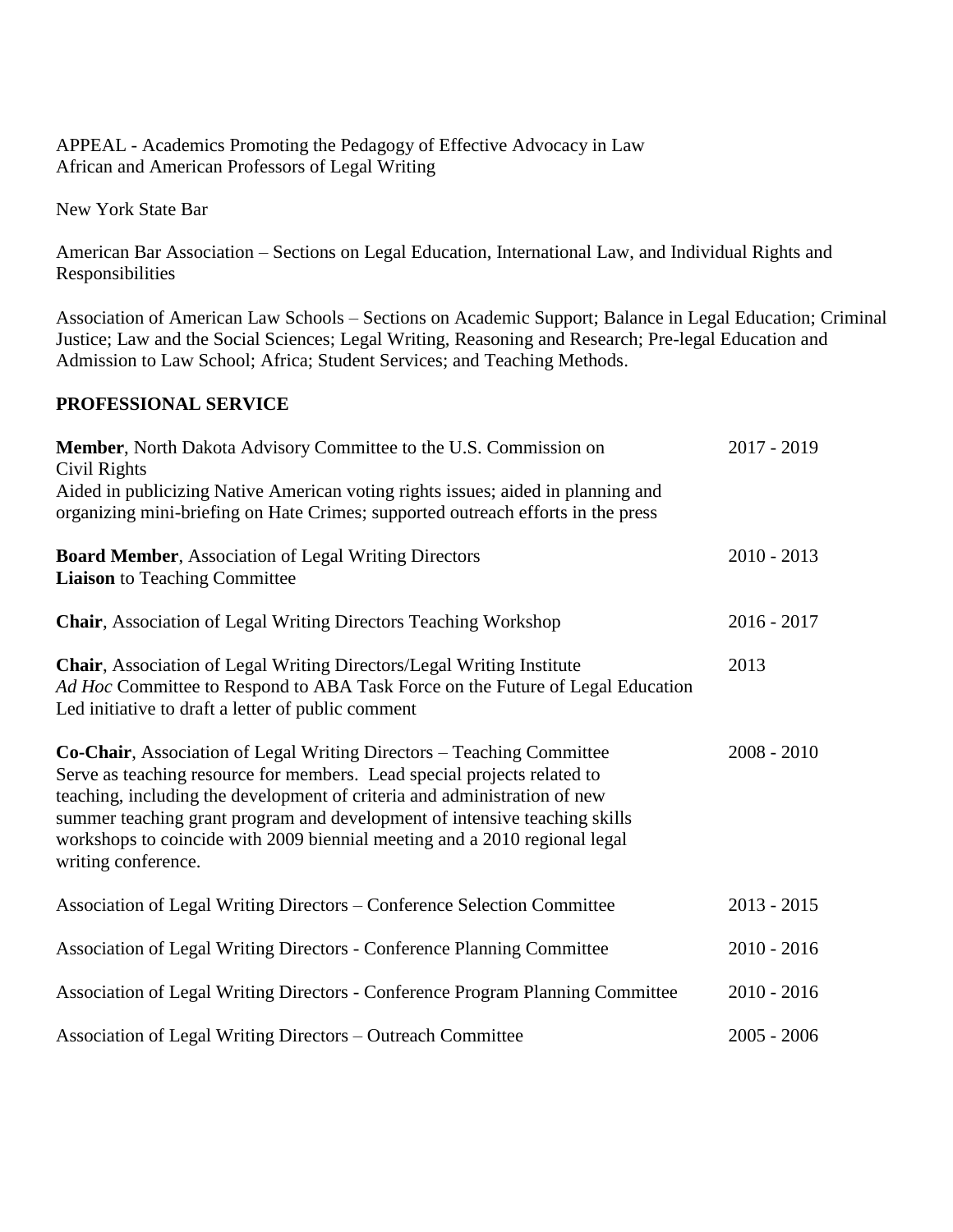APPEAL - Academics Promoting the Pedagogy of Effective Advocacy in Law
African and American Professors of Legal Writing

New York State Bar

American Bar Association – Sections on Legal Education, International Law, and Individual Rights and Responsibilities

Association of American Law Schools – Sections on Academic Support; Balance in Legal Education; Criminal Justice; Law and the Social Sciences; Legal Writing, Reasoning and Research; Pre-legal Education and Admission to Law School; Africa; Student Services; and Teaching Methods.

## PROFESSIONAL SERVICE

**Member**, North Dakota Advisory Committee to the U.S. Commission on Civil Rights — 2017 - 2019
Aided in publicizing Native American voting rights issues; aided in planning and organizing mini-briefing on Hate Crimes; supported outreach efforts in the press

**Board Member**, Association of Legal Writing Directors — 2010 - 2013
**Liaison** to Teaching Committee

**Chair**, Association of Legal Writing Directors Teaching Workshop — 2016 - 2017

**Chair**, Association of Legal Writing Directors/Legal Writing Institute *Ad Hoc* Committee to Respond to ABA Task Force on the Future of Legal Education — 2013
Led initiative to draft a letter of public comment

**Co-Chair**, Association of Legal Writing Directors – Teaching Committee — 2008 - 2010
Serve as teaching resource for members. Lead special projects related to teaching, including the development of criteria and administration of new summer teaching grant program and development of intensive teaching skills workshops to coincide with 2009 biennial meeting and a 2010 regional legal writing conference.

Association of Legal Writing Directors – Conference Selection Committee — 2013 - 2015

Association of Legal Writing Directors - Conference Planning Committee — 2010 - 2016

Association of Legal Writing Directors - Conference Program Planning Committee — 2010 - 2016

Association of Legal Writing Directors – Outreach Committee — 2005 - 2006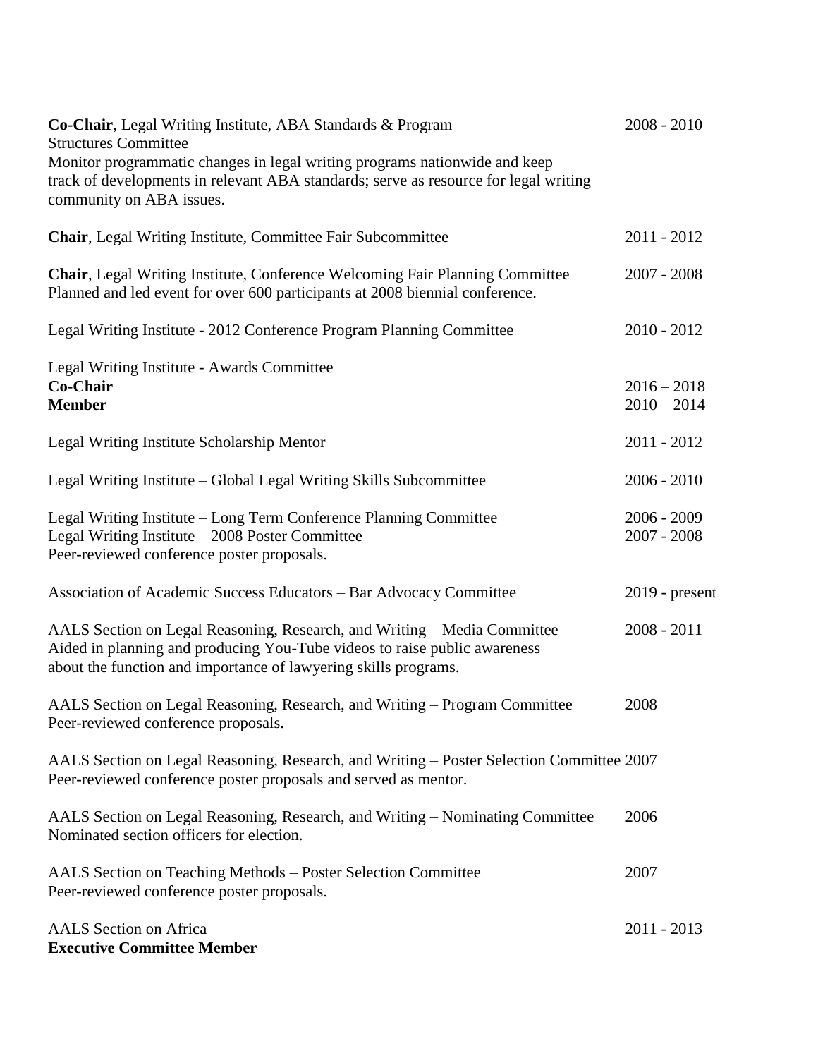**Co-Chair**, Legal Writing Institute, ABA Standards & Program Structures Committee 2008 - 2010
Monitor programmatic changes in legal writing programs nationwide and keep track of developments in relevant ABA standards; serve as resource for legal writing community on ABA issues.

**Chair**, Legal Writing Institute, Committee Fair Subcommittee 2011 - 2012

**Chair**, Legal Writing Institute, Conference Welcoming Fair Planning Committee 2007 - 2008
Planned and led event for over 600 participants at 2008 biennial conference.

Legal Writing Institute - 2012 Conference Program Planning Committee 2010 - 2012

Legal Writing Institute - Awards Committee
**Co-Chair** 2016 – 2018
**Member** 2010 – 2014

Legal Writing Institute Scholarship Mentor 2011 - 2012

Legal Writing Institute – Global Legal Writing Skills Subcommittee 2006 - 2010

Legal Writing Institute – Long Term Conference Planning Committee 2006 - 2009
Legal Writing Institute – 2008 Poster Committee 2007 - 2008
Peer-reviewed conference poster proposals.

Association of Academic Success Educators – Bar Advocacy Committee 2019 - present

AALS Section on Legal Reasoning, Research, and Writing – Media Committee 2008 - 2011
Aided in planning and producing You-Tube videos to raise public awareness about the function and importance of lawyering skills programs.

AALS Section on Legal Reasoning, Research, and Writing – Program Committee 2008
Peer-reviewed conference proposals.

AALS Section on Legal Reasoning, Research, and Writing – Poster Selection Committee 2007
Peer-reviewed conference poster proposals and served as mentor.

AALS Section on Legal Reasoning, Research, and Writing – Nominating Committee 2006
Nominated section officers for election.

AALS Section on Teaching Methods – Poster Selection Committee 2007
Peer-reviewed conference poster proposals.

AALS Section on Africa 2011 - 2013
**Executive Committee Member**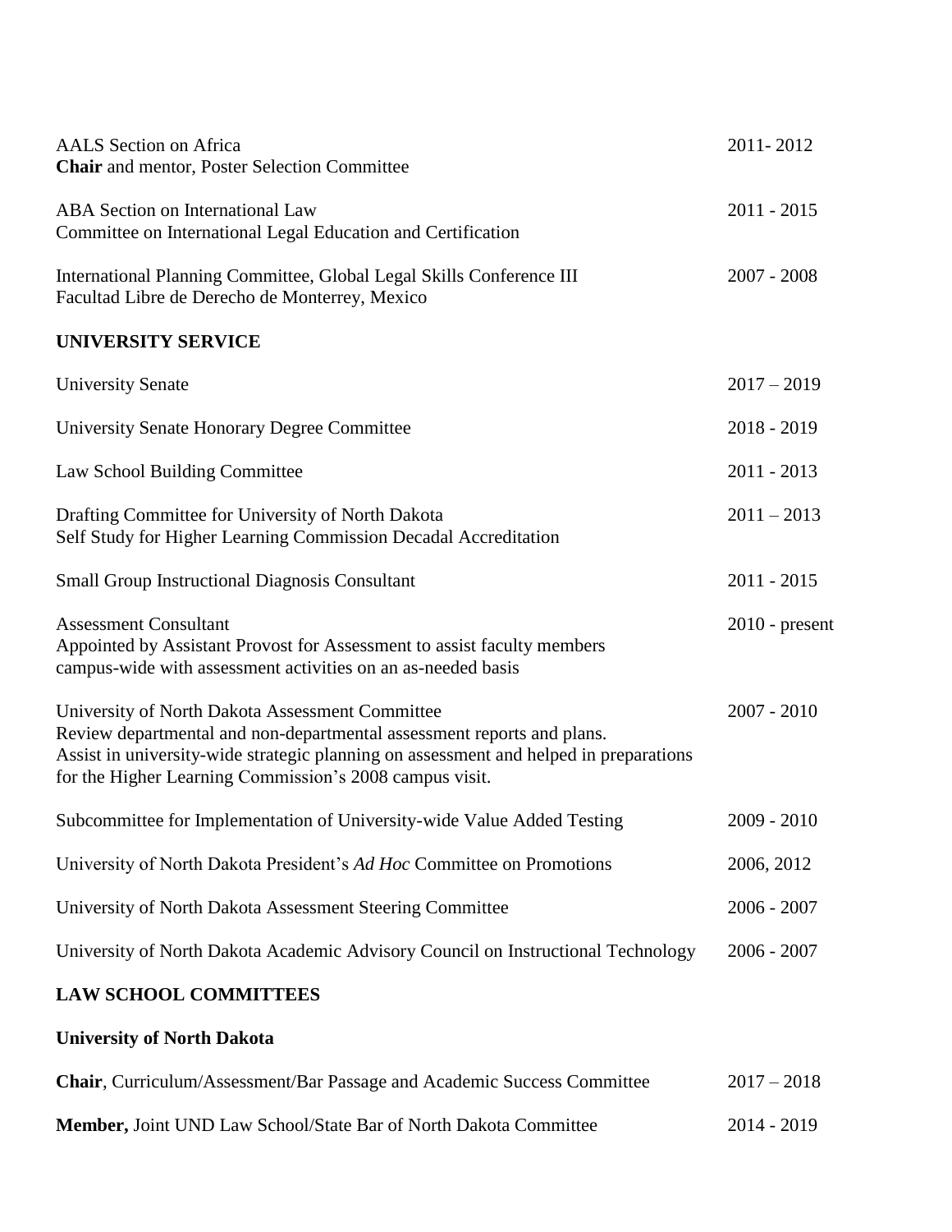AALS Section on Africa — 2011- 2012
**Chair** and mentor, Poster Selection Committee

ABA Section on International Law — 2011 - 2015
Committee on International Legal Education and Certification

International Planning Committee, Global Legal Skills Conference III — 2007 - 2008
Facultad Libre de Derecho de Monterrey, Mexico

## UNIVERSITY SERVICE

University Senate — 2017 – 2019

University Senate Honorary Degree Committee — 2018 - 2019

Law School Building Committee — 2011 - 2013

Drafting Committee for University of North Dakota — 2011 – 2013
Self Study for Higher Learning Commission Decadal Accreditation

Small Group Instructional Diagnosis Consultant — 2011 - 2015

Assessment Consultant — 2010 - present
Appointed by Assistant Provost for Assessment to assist faculty members campus-wide with assessment activities on an as-needed basis

University of North Dakota Assessment Committee — 2007 - 2010
Review departmental and non-departmental assessment reports and plans.
Assist in university-wide strategic planning on assessment and helped in preparations for the Higher Learning Commission's 2008 campus visit.

Subcommittee for Implementation of University-wide Value Added Testing — 2009 - 2010

University of North Dakota President's *Ad Hoc* Committee on Promotions — 2006, 2012

University of North Dakota Assessment Steering Committee — 2006 - 2007

University of North Dakota Academic Advisory Council on Instructional Technology — 2006 - 2007

## LAW SCHOOL COMMITTEES

### University of North Dakota

**Chair**, Curriculum/Assessment/Bar Passage and Academic Success Committee — 2017 – 2018

**Member,** Joint UND Law School/State Bar of North Dakota Committee — 2014 - 2019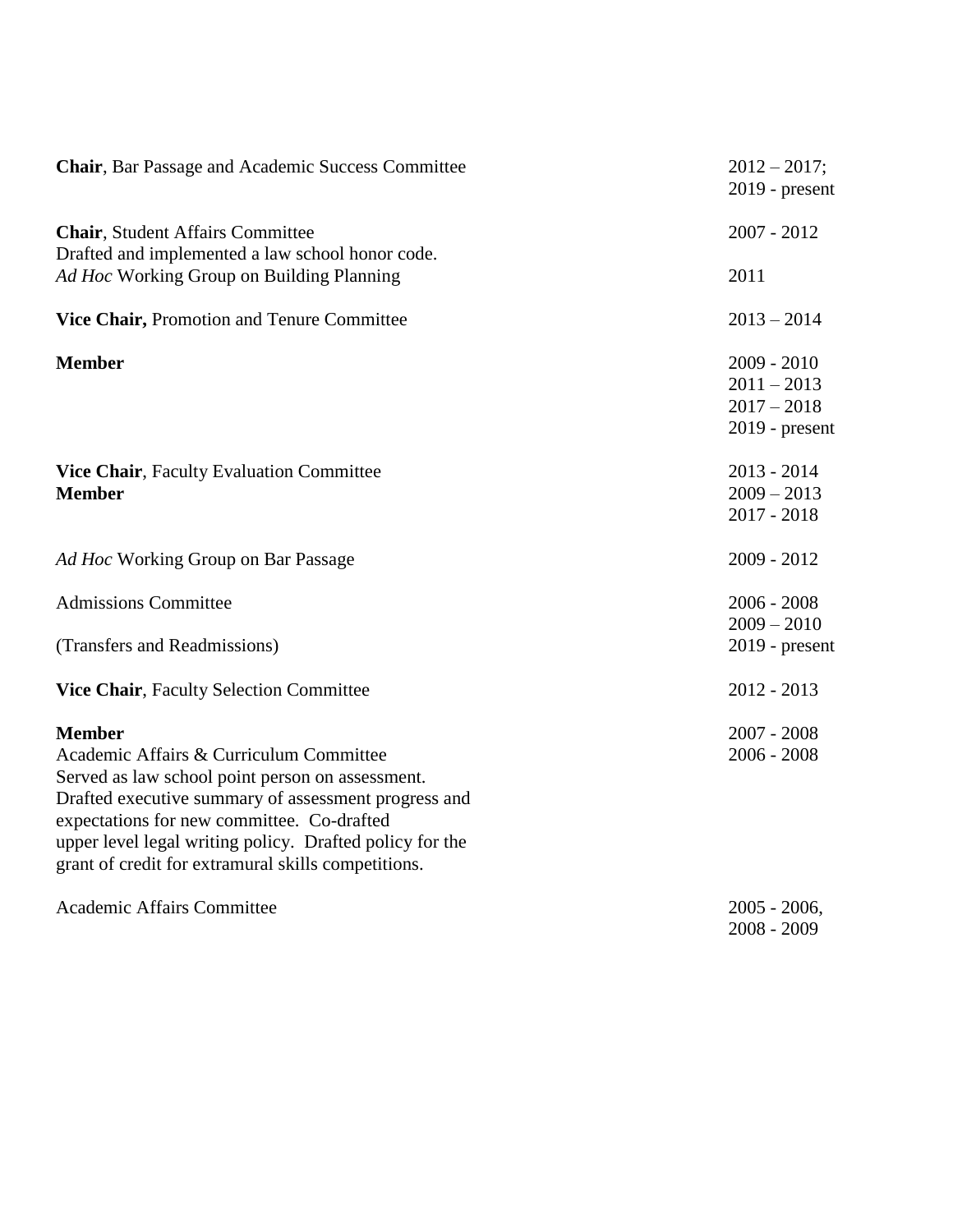| | |
|---|---|
| **Chair**, Bar Passage and Academic Success Committee | 2012 – 2017; 2019 - present |
| **Chair**, Student Affairs Committee<br>Drafted and implemented a law school honor code. | 2007 - 2012 |
| *Ad Hoc* Working Group on Building Planning | 2011 |
| **Vice Chair,** Promotion and Tenure Committee | 2013 – 2014 |
| **Member** | 2009 - 2010<br>2011 – 2013<br>2017 – 2018<br>2019 - present |
| **Vice Chair**, Faculty Evaluation Committee | 2013 - 2014 |
| **Member** | 2009 – 2013<br>2017 - 2018 |
| *Ad Hoc* Working Group on Bar Passage | 2009 - 2012 |
| Admissions Committee | 2006 - 2008<br>2009 – 2010 |
| (Transfers and Readmissions) | 2019 - present |
| **Vice Chair**, Faculty Selection Committee | 2012 - 2013 |
| **Member** | 2007 - 2008 |
| Academic Affairs & Curriculum Committee<br>Served as law school point person on assessment. Drafted executive summary of assessment progress and expectations for new committee. Co-drafted upper level legal writing policy. Drafted policy for the grant of credit for extramural skills competitions. | 2006 - 2008 |
| Academic Affairs Committee | 2005 - 2006,<br>2008 - 2009 |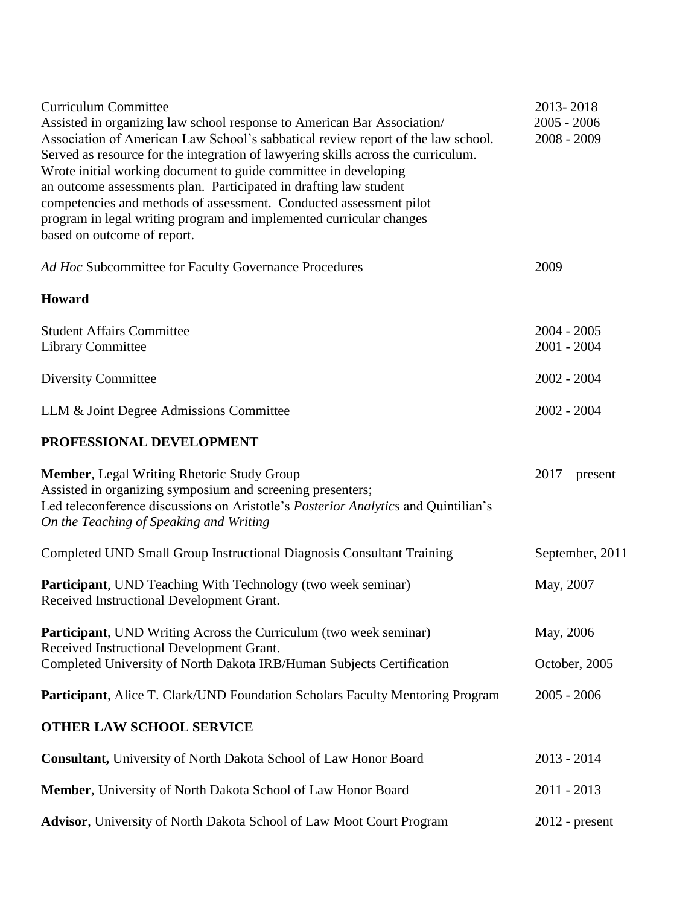Curriculum Committee 2013- 2018

Assisted in organizing law school response to American Bar Association/ Association of American Law School's sabbatical review report of the law school. 2005 - 2006

Served as resource for the integration of lawyering skills across the curriculum. 2008 - 2009

Wrote initial working document to guide committee in developing an outcome assessments plan. Participated in drafting law student competencies and methods of assessment. Conducted assessment pilot program in legal writing program and implemented curricular changes based on outcome of report.

*Ad Hoc* Subcommittee for Faculty Governance Procedures 2009

**Howard**

Student Affairs Committee 2004 - 2005

Library Committee 2001 - 2004

Diversity Committee 2002 - 2004

LLM & Joint Degree Admissions Committee 2002 - 2004

## PROFESSIONAL DEVELOPMENT

**Member**, Legal Writing Rhetoric Study Group 2017 – present

Assisted in organizing symposium and screening presenters;
Led teleconference discussions on Aristotle's *Posterior Analytics* and Quintilian's *On the Teaching of Speaking and Writing*

Completed UND Small Group Instructional Diagnosis Consultant Training September, 2011

**Participant**, UND Teaching With Technology (two week seminar) May, 2007

Received Instructional Development Grant.

**Participant**, UND Writing Across the Curriculum (two week seminar) May, 2006

Received Instructional Development Grant.

Completed University of North Dakota IRB/Human Subjects Certification October, 2005

**Participant**, Alice T. Clark/UND Foundation Scholars Faculty Mentoring Program 2005 - 2006

## OTHER LAW SCHOOL SERVICE

**Consultant,** University of North Dakota School of Law Honor Board 2013 - 2014

**Member**, University of North Dakota School of Law Honor Board 2011 - 2013

**Advisor**, University of North Dakota School of Law Moot Court Program 2012 - present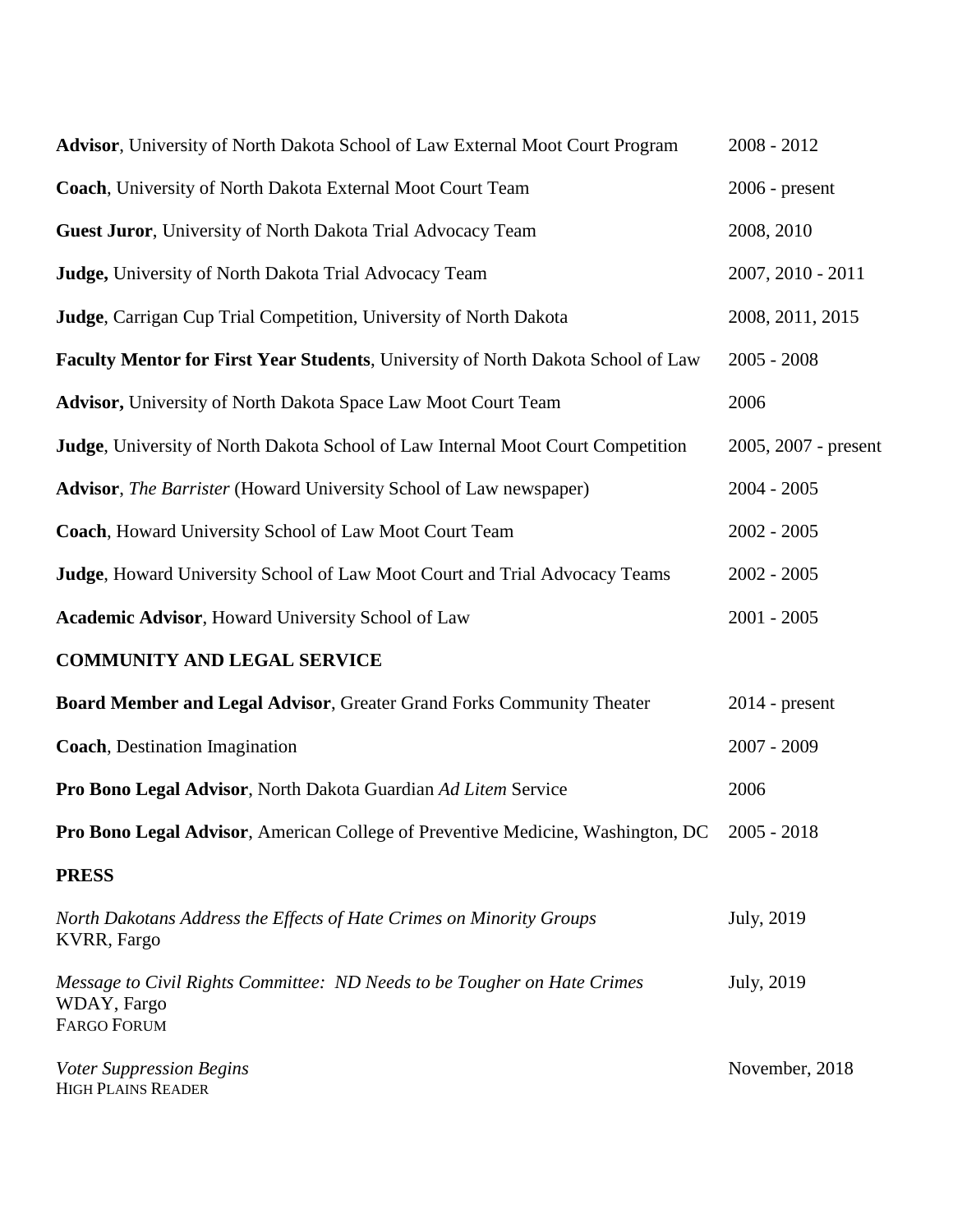**Advisor**, University of North Dakota School of Law External Moot Court Program 2008 - 2012

**Coach**, University of North Dakota External Moot Court Team 2006 - present

**Guest Juror**, University of North Dakota Trial Advocacy Team 2008, 2010

**Judge,** University of North Dakota Trial Advocacy Team 2007, 2010 - 2011

**Judge**, Carrigan Cup Trial Competition, University of North Dakota 2008, 2011, 2015

**Faculty Mentor for First Year Students**, University of North Dakota School of Law 2005 - 2008

**Advisor,** University of North Dakota Space Law Moot Court Team 2006

**Judge**, University of North Dakota School of Law Internal Moot Court Competition 2005, 2007 - present

**Advisor**, *The Barrister* (Howard University School of Law newspaper) 2004 - 2005

**Coach**, Howard University School of Law Moot Court Team 2002 - 2005

**Judge**, Howard University School of Law Moot Court and Trial Advocacy Teams 2002 - 2005

**Academic Advisor**, Howard University School of Law 2001 - 2005

**COMMUNITY AND LEGAL SERVICE**

**Board Member and Legal Advisor**, Greater Grand Forks Community Theater 2014 - present

**Coach**, Destination Imagination 2007 - 2009

**Pro Bono Legal Advisor**, North Dakota Guardian *Ad Litem* Service 2006

**Pro Bono Legal Advisor**, American College of Preventive Medicine, Washington, DC 2005 - 2018

**PRESS**

*North Dakotans Address the Effects of Hate Crimes on Minority Groups* July, 2019
KVRR, Fargo

*Message to Civil Rights Committee: ND Needs to be Tougher on Hate Crimes* July, 2019
WDAY, Fargo
FARGO FORUM

*Voter Suppression Begins* November, 2018
HIGH PLAINS READER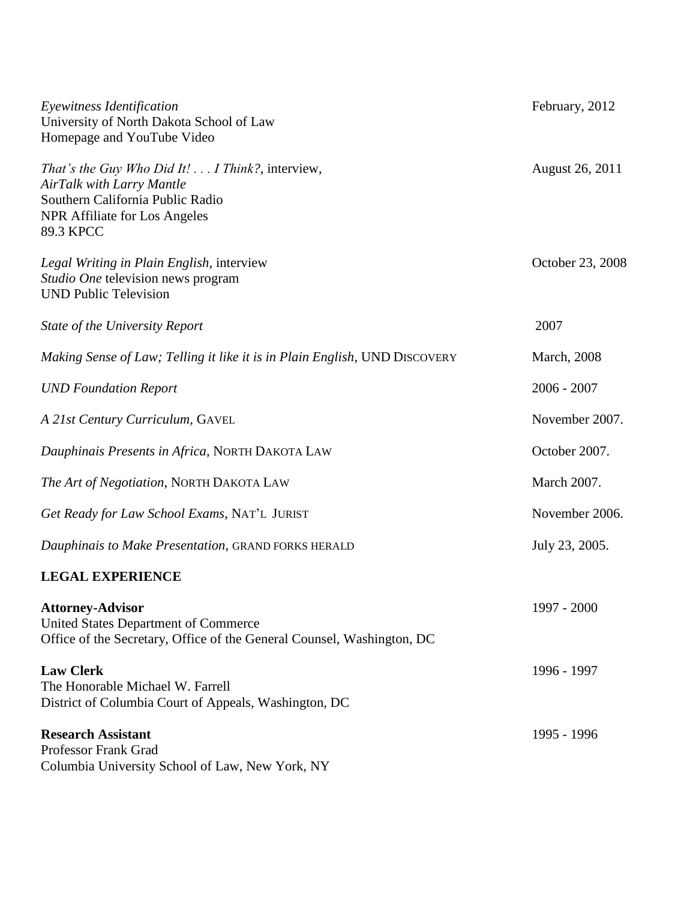*Eyewitness Identification* — February, 2012
University of North Dakota School of Law
Homepage and YouTube Video

*That's the Guy Who Did It! . . . I Think?*, interview, — August 26, 2011
*AirTalk with Larry Mantle*
Southern California Public Radio
NPR Affiliate for Los Angeles
89.3 KPCC

*Legal Writing in Plain English*, interview — October 23, 2008
*Studio One* television news program
UND Public Television

*State of the University Report* — 2007

*Making Sense of Law; Telling it like it is in Plain English*, UND DISCOVERY — March, 2008

*UND Foundation Report* — 2006 - 2007

*A 21st Century Curriculum,* GAVEL — November 2007.

*Dauphinais Presents in Africa*, NORTH DAKOTA LAW — October 2007.

*The Art of Negotiation*, NORTH DAKOTA LAW — March 2007.

*Get Ready for Law School Exams*, NAT'L JURIST — November 2006.

*Dauphinais to Make Presentation*, GRAND FORKS HERALD — July 23, 2005.

## LEGAL EXPERIENCE

**Attorney-Advisor** — 1997 - 2000
United States Department of Commerce
Office of the Secretary, Office of the General Counsel, Washington, DC

**Law Clerk** — 1996 - 1997
The Honorable Michael W. Farrell
District of Columbia Court of Appeals, Washington, DC

**Research Assistant** — 1995 - 1996
Professor Frank Grad
Columbia University School of Law, New York, NY